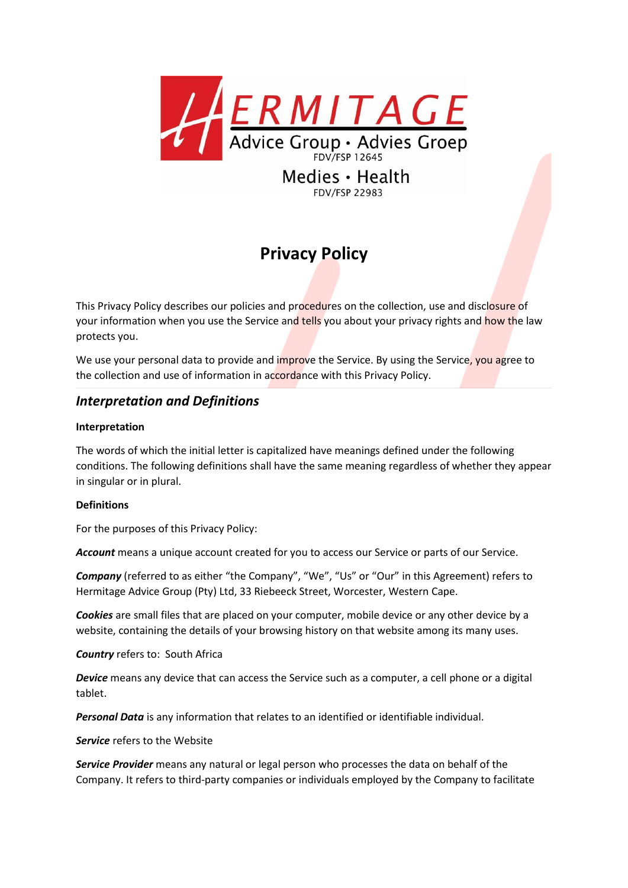HERMITAGE

Advice Group • Advies Groep

FDV/FSP 12645

Medies • Health

FDV/FSP 22983

# Privacy Policy

This Privacy Policy describes our policies and procedures on the collection, use and disclosure of your information when you use the Service and tells you about your privacy rights and how the law protects you.

We use your personal data to provide and improve the Service. By using the Service, you agree to the collection and use of information in accordance with this Privacy Policy.

## *Interpretation and Definitions*

### Interpretation

The words of which the initial letter is capitalized have meanings defined under the following conditions. The following definitions shall have the same meaning regardless of whether they appear in singular or in plural.

### Definitions

For the purposes of this Privacy Policy:

***Account*** means a unique account created for you to access our Service or parts of our Service.

***Company*** (referred to as either "the Company", "We", "Us" or "Our" in this Agreement) refers to Hermitage Advice Group (Pty) Ltd, 33 Riebeeck Street, Worcester, Western Cape.

***Cookies*** are small files that are placed on your computer, mobile device or any other device by a website, containing the details of your browsing history on that website among its many uses.

***Country*** refers to: South Africa

***Device*** means any device that can access the Service such as a computer, a cell phone or a digital tablet.

***Personal Data*** is any information that relates to an identified or identifiable individual.

***Service*** refers to the Website

***Service Provider*** means any natural or legal person who processes the data on behalf of the Company. It refers to third-party companies or individuals employed by the Company to facilitate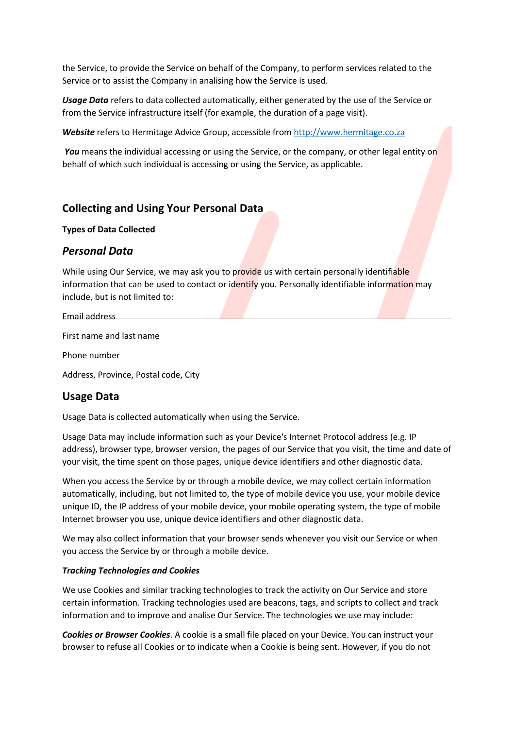the Service, to provide the Service on behalf of the Company, to perform services related to the Service or to assist the Company in analising how the Service is used.

***Usage Data*** refers to data collected automatically, either generated by the use of the Service or from the Service infrastructure itself (for example, the duration of a page visit).

***Website*** refers to Hermitage Advice Group, accessible from [http://www.hermitage.co.za](http://www.hermitage.co.za)

***You*** means the individual accessing or using the Service, or the company, or other legal entity on behalf of which such individual is accessing or using the Service, as applicable.

## Collecting and Using Your Personal Data

**Types of Data Collected**

### *Personal Data*

While using Our Service, we may ask you to provide us with certain personally identifiable information that can be used to contact or identify you. Personally identifiable information may include, but is not limited to:

Email address

First name and last name

Phone number

Address, Province, Postal code, City

### Usage Data

Usage Data is collected automatically when using the Service.

Usage Data may include information such as your Device's Internet Protocol address (e.g. IP address), browser type, browser version, the pages of our Service that you visit, the time and date of your visit, the time spent on those pages, unique device identifiers and other diagnostic data.

When you access the Service by or through a mobile device, we may collect certain information automatically, including, but not limited to, the type of mobile device you use, your mobile device unique ID, the IP address of your mobile device, your mobile operating system, the type of mobile Internet browser you use, unique device identifiers and other diagnostic data.

We may also collect information that your browser sends whenever you visit our Service or when you access the Service by or through a mobile device.

***Tracking Technologies and Cookies***

We use Cookies and similar tracking technologies to track the activity on Our Service and store certain information. Tracking technologies used are beacons, tags, and scripts to collect and track information and to improve and analise Our Service. The technologies we use may include:

***Cookies or Browser Cookies***. A cookie is a small file placed on your Device. You can instruct your browser to refuse all Cookies or to indicate when a Cookie is being sent. However, if you do not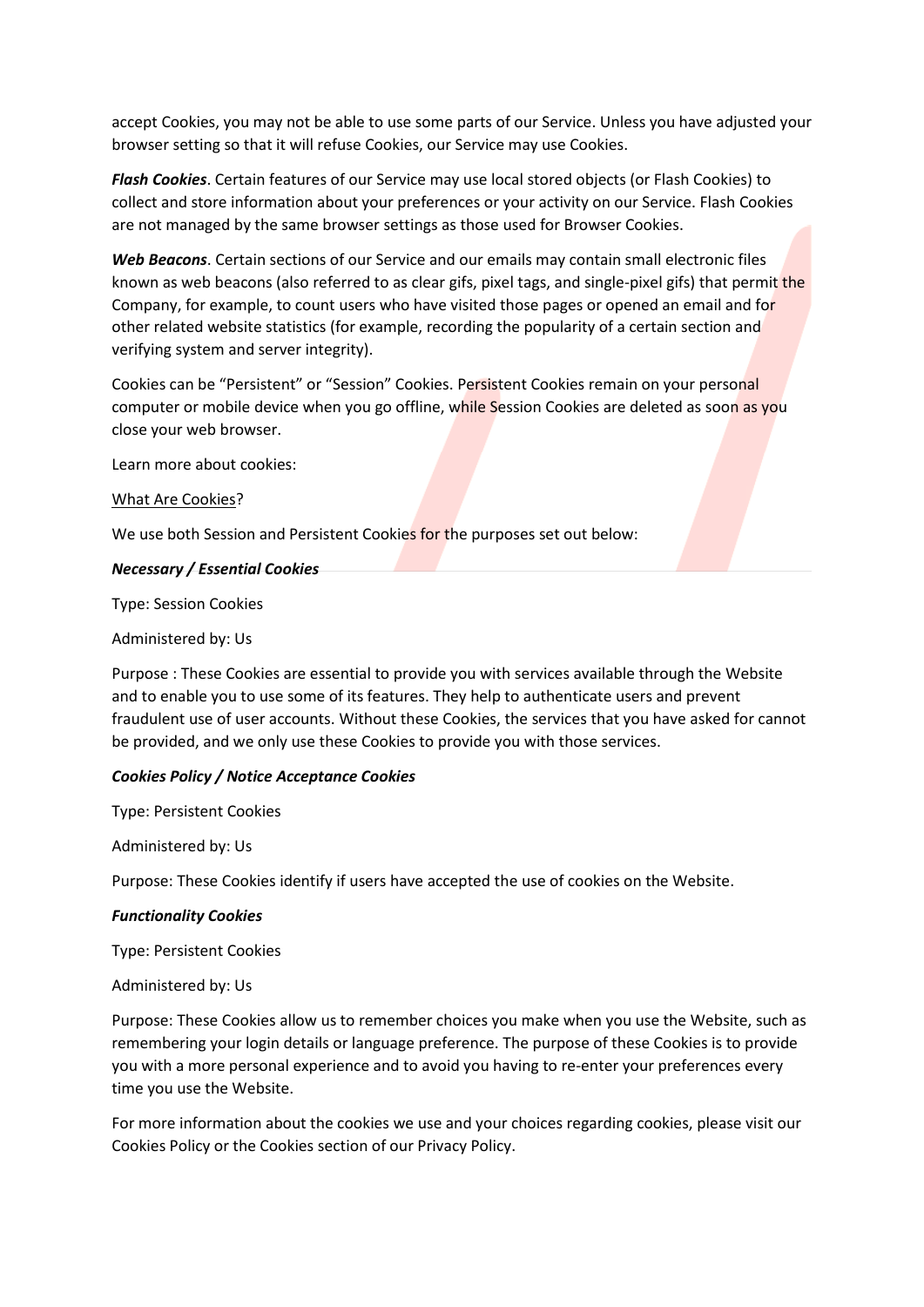accept Cookies, you may not be able to use some parts of our Service. Unless you have adjusted your browser setting so that it will refuse Cookies, our Service may use Cookies.

***Flash Cookies***. Certain features of our Service may use local stored objects (or Flash Cookies) to collect and store information about your preferences or your activity on our Service. Flash Cookies are not managed by the same browser settings as those used for Browser Cookies.

***Web Beacons***. Certain sections of our Service and our emails may contain small electronic files known as web beacons (also referred to as clear gifs, pixel tags, and single-pixel gifs) that permit the Company, for example, to count users who have visited those pages or opened an email and for other related website statistics (for example, recording the popularity of a certain section and verifying system and server integrity).

Cookies can be "Persistent" or "Session" Cookies. Persistent Cookies remain on your personal computer or mobile device when you go offline, while Session Cookies are deleted as soon as you close your web browser.

Learn more about cookies:

What Are Cookies?

We use both Session and Persistent Cookies for the purposes set out below:

***Necessary / Essential Cookies***

Type: Session Cookies

Administered by: Us

Purpose : These Cookies are essential to provide you with services available through the Website and to enable you to use some of its features. They help to authenticate users and prevent fraudulent use of user accounts. Without these Cookies, the services that you have asked for cannot be provided, and we only use these Cookies to provide you with those services.

***Cookies Policy / Notice Acceptance Cookies***

Type: Persistent Cookies

Administered by: Us

Purpose: These Cookies identify if users have accepted the use of cookies on the Website.

***Functionality Cookies***

Type: Persistent Cookies

Administered by: Us

Purpose: These Cookies allow us to remember choices you make when you use the Website, such as remembering your login details or language preference. The purpose of these Cookies is to provide you with a more personal experience and to avoid you having to re-enter your preferences every time you use the Website.

For more information about the cookies we use and your choices regarding cookies, please visit our Cookies Policy or the Cookies section of our Privacy Policy.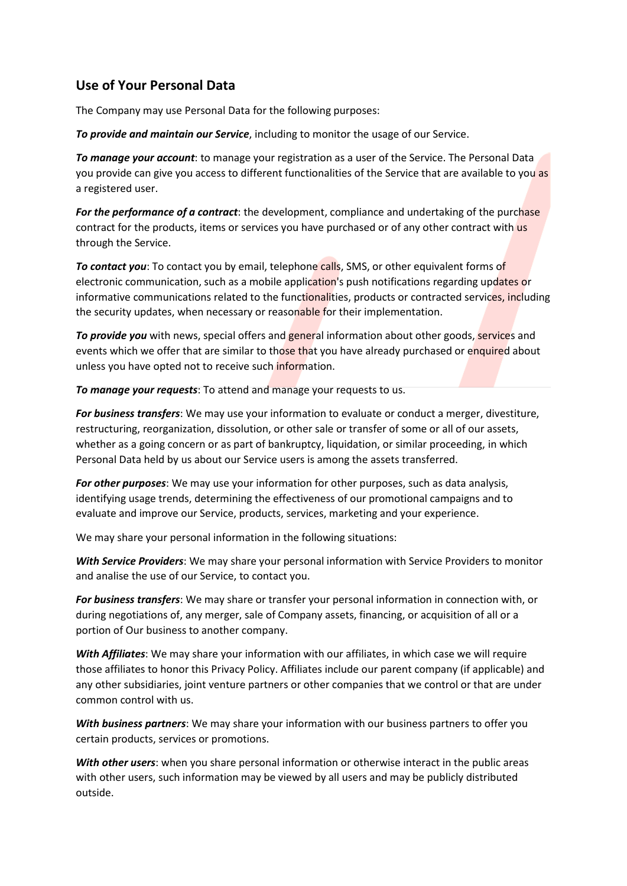## Use of Your Personal Data

The Company may use Personal Data for the following purposes:

***To provide and maintain our Service***, including to monitor the usage of our Service.

***To manage your account***: to manage your registration as a user of the Service. The Personal Data you provide can give you access to different functionalities of the Service that are available to you as a registered user.

***For the performance of a contract***: the development, compliance and undertaking of the purchase contract for the products, items or services you have purchased or of any other contract with us through the Service.

***To contact you***: To contact you by email, telephone calls, SMS, or other equivalent forms of electronic communication, such as a mobile application's push notifications regarding updates or informative communications related to the functionalities, products or contracted services, including the security updates, when necessary or reasonable for their implementation.

***To provide you*** with news, special offers and general information about other goods, services and events which we offer that are similar to those that you have already purchased or enquired about unless you have opted not to receive such information.

***To manage your requests***: To attend and manage your requests to us.

***For business transfers***: We may use your information to evaluate or conduct a merger, divestiture, restructuring, reorganization, dissolution, or other sale or transfer of some or all of our assets, whether as a going concern or as part of bankruptcy, liquidation, or similar proceeding, in which Personal Data held by us about our Service users is among the assets transferred.

***For other purposes***: We may use your information for other purposes, such as data analysis, identifying usage trends, determining the effectiveness of our promotional campaigns and to evaluate and improve our Service, products, services, marketing and your experience.

We may share your personal information in the following situations:

***With Service Providers***: We may share your personal information with Service Providers to monitor and analise the use of our Service, to contact you.

***For business transfers***: We may share or transfer your personal information in connection with, or during negotiations of, any merger, sale of Company assets, financing, or acquisition of all or a portion of Our business to another company.

***With Affiliates***: We may share your information with our affiliates, in which case we will require those affiliates to honor this Privacy Policy. Affiliates include our parent company (if applicable) and any other subsidiaries, joint venture partners or other companies that we control or that are under common control with us.

***With business partners***: We may share your information with our business partners to offer you certain products, services or promotions.

***With other users***: when you share personal information or otherwise interact in the public areas with other users, such information may be viewed by all users and may be publicly distributed outside.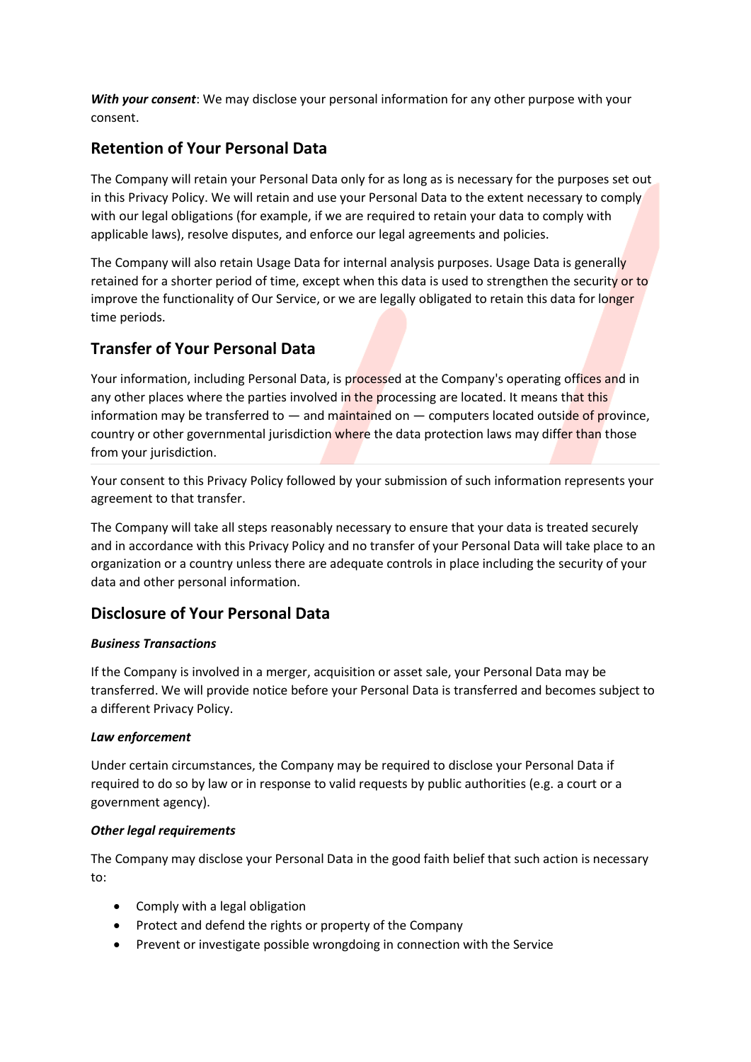***With your consent***: We may disclose your personal information for any other purpose with your consent.

## Retention of Your Personal Data

The Company will retain your Personal Data only for as long as is necessary for the purposes set out in this Privacy Policy. We will retain and use your Personal Data to the extent necessary to comply with our legal obligations (for example, if we are required to retain your data to comply with applicable laws), resolve disputes, and enforce our legal agreements and policies.

The Company will also retain Usage Data for internal analysis purposes. Usage Data is generally retained for a shorter period of time, except when this data is used to strengthen the security or to improve the functionality of Our Service, or we are legally obligated to retain this data for longer time periods.

## Transfer of Your Personal Data

Your information, including Personal Data, is processed at the Company's operating offices and in any other places where the parties involved in the processing are located. It means that this information may be transferred to — and maintained on — computers located outside of province, country or other governmental jurisdiction where the data protection laws may differ than those from your jurisdiction.

Your consent to this Privacy Policy followed by your submission of such information represents your agreement to that transfer.

The Company will take all steps reasonably necessary to ensure that your data is treated securely and in accordance with this Privacy Policy and no transfer of your Personal Data will take place to an organization or a country unless there are adequate controls in place including the security of your data and other personal information.

## Disclosure of Your Personal Data

***Business Transactions***

If the Company is involved in a merger, acquisition or asset sale, your Personal Data may be transferred. We will provide notice before your Personal Data is transferred and becomes subject to a different Privacy Policy.

***Law enforcement***

Under certain circumstances, the Company may be required to disclose your Personal Data if required to do so by law or in response to valid requests by public authorities (e.g. a court or a government agency).

***Other legal requirements***

The Company may disclose your Personal Data in the good faith belief that such action is necessary to:

- Comply with a legal obligation
- Protect and defend the rights or property of the Company
- Prevent or investigate possible wrongdoing in connection with the Service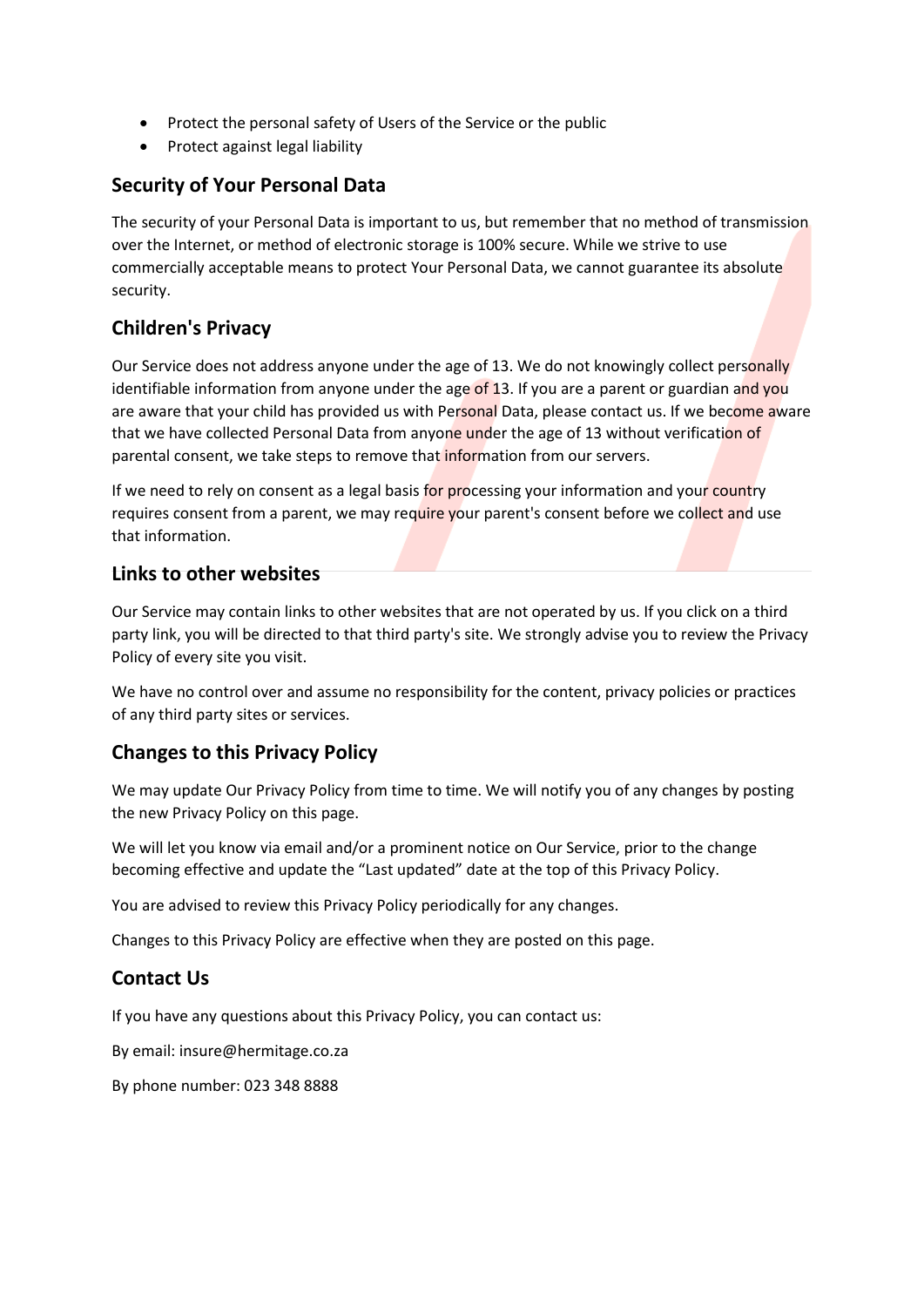- Protect the personal safety of Users of the Service or the public
- Protect against legal liability

## Security of Your Personal Data

The security of your Personal Data is important to us, but remember that no method of transmission over the Internet, or method of electronic storage is 100% secure. While we strive to use commercially acceptable means to protect Your Personal Data, we cannot guarantee its absolute security.

## Children's Privacy

Our Service does not address anyone under the age of 13. We do not knowingly collect personally identifiable information from anyone under the age of 13. If you are a parent or guardian and you are aware that your child has provided us with Personal Data, please contact us. If we become aware that we have collected Personal Data from anyone under the age of 13 without verification of parental consent, we take steps to remove that information from our servers.

If we need to rely on consent as a legal basis for processing your information and your country requires consent from a parent, we may require your parent's consent before we collect and use that information.

## Links to other websites

Our Service may contain links to other websites that are not operated by us. If you click on a third party link, you will be directed to that third party's site. We strongly advise you to review the Privacy Policy of every site you visit.

We have no control over and assume no responsibility for the content, privacy policies or practices of any third party sites or services.

## Changes to this Privacy Policy

We may update Our Privacy Policy from time to time. We will notify you of any changes by posting the new Privacy Policy on this page.

We will let you know via email and/or a prominent notice on Our Service, prior to the change becoming effective and update the "Last updated" date at the top of this Privacy Policy.

You are advised to review this Privacy Policy periodically for any changes.

Changes to this Privacy Policy are effective when they are posted on this page.

## Contact Us

If you have any questions about this Privacy Policy, you can contact us:

By email: insure@hermitage.co.za

By phone number: 023 348 8888